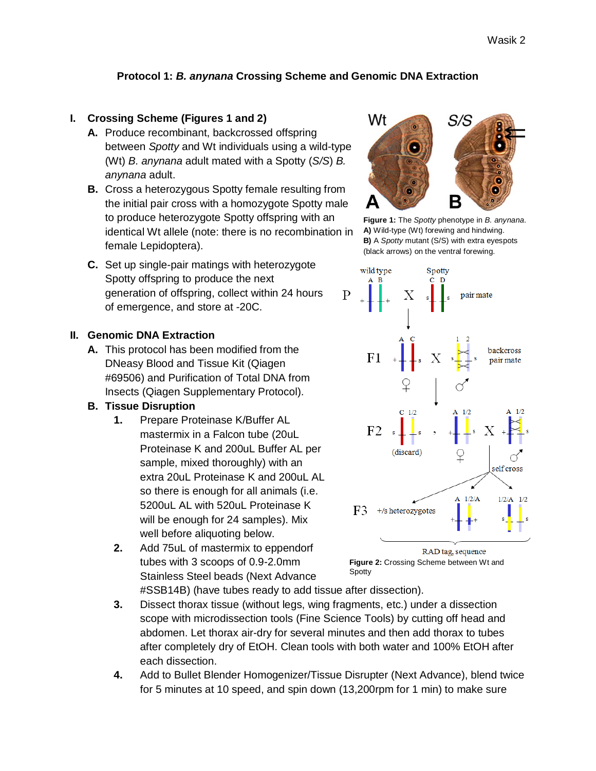## Protocol 1: *B. anynana* Crossing Scheme and Genomic DNA Extraction

**I. Crossing Scheme (Figures 1 and 2)**

- **A.** Produce recombinant, backcrossed offspring between *Spotty* and Wt individuals using a wild-type (Wt) *B. anynana* adult mated with a Spotty (*S/S*) *B. anynana* adult.
- **B.** Cross a heterozygous Spotty female resulting from the initial pair cross with a homozygote Spotty male to produce heterozygote Spotty offspring with an identical Wt allele (note: there is no recombination in female Lepidoptera).
- **C.** Set up single-pair matings with heterozygote Spotty offspring to produce the next generation of offspring, collect within 24 hours of emergence, and store at -20C.

**Figure 1:** The *Spotty* phenotype in *B. anynana*. **A)** Wild-type (Wt) forewing and hindwing. **B)** A *Spotty* mutant (S/S) with extra eyespots (black arrows) on the ventral forewing.

**Figure 2:** Crossing Scheme between Wt and Spotty

**II. Genomic DNA Extraction**

- **A.** This protocol has been modified from the DNeasy Blood and Tissue Kit (Qiagen #69506) and Purification of Total DNA from Insects (Qiagen Supplementary Protocol).
- **B. Tissue Disruption**
  1. Prepare Proteinase K/Buffer AL mastermix in a Falcon tube (20uL Proteinase K and 200uL Buffer AL per sample, mixed thoroughly) with an extra 20uL Proteinase K and 200uL AL so there is enough for all animals (i.e. 5200uL AL with 520uL Proteinase K will be enough for 24 samples). Mix well before aliquoting below.
  2. Add 75uL of mastermix to eppendorf tubes with 3 scoops of 0.9-2.0mm Stainless Steel beads (Next Advance #SSB14B) (have tubes ready to add tissue after dissection).
  3. Dissect thorax tissue (without legs, wing fragments, etc.) under a dissection scope with microdissection tools (Fine Science Tools) by cutting off head and abdomen. Let thorax air-dry for several minutes and then add thorax to tubes after completely dry of EtOH. Clean tools with both water and 100% EtOH after each dissection.
  4. Add to Bullet Blender Homogenizer/Tissue Disrupter (Next Advance), blend twice for 5 minutes at 10 speed, and spin down (13,200rpm for 1 min) to make sure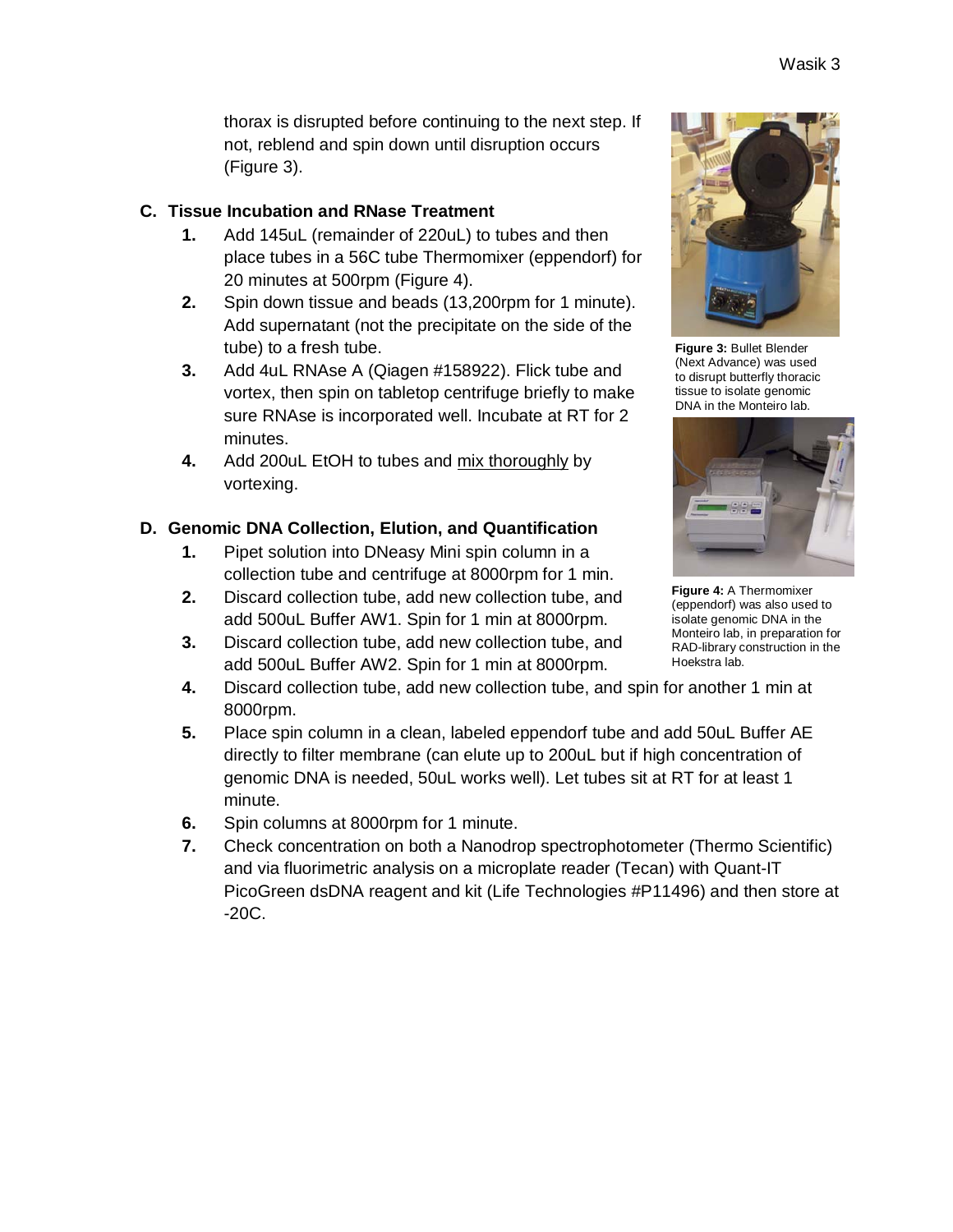thorax is disrupted before continuing to the next step. If not, reblend and spin down until disruption occurs (Figure 3).

**C. Tissue Incubation and RNase Treatment**

1. Add 145uL (remainder of 220uL) to tubes and then place tubes in a 56C tube Thermomixer (eppendorf) for 20 minutes at 500rpm (Figure 4).
2. Spin down tissue and beads (13,200rpm for 1 minute). Add supernatant (not the precipitate on the side of the tube) to a fresh tube.
3. Add 4uL RNAse A (Qiagen #158922). Flick tube and vortex, then spin on tabletop centrifuge briefly to make sure RNAse is incorporated well. Incubate at RT for 2 minutes.
4. Add 200uL EtOH to tubes and mix thoroughly by vortexing.

**Figure 3:** Bullet Blender (Next Advance) was used to disrupt butterfly thoracic tissue to isolate genomic DNA in the Monteiro lab.

**Figure 4:** A Thermomixer (eppendorf) was also used to isolate genomic DNA in the Monteiro lab, in preparation for RAD-library construction in the Hoekstra lab.

**D. Genomic DNA Collection, Elution, and Quantification**

1. Pipet solution into DNeasy Mini spin column in a collection tube and centrifuge at 8000rpm for 1 min.
2. Discard collection tube, add new collection tube, and add 500uL Buffer AW1. Spin for 1 min at 8000rpm.
3. Discard collection tube, add new collection tube, and add 500uL Buffer AW2. Spin for 1 min at 8000rpm.
4. Discard collection tube, add new collection tube, and spin for another 1 min at 8000rpm.
5. Place spin column in a clean, labeled eppendorf tube and add 50uL Buffer AE directly to filter membrane (can elute up to 200uL but if high concentration of genomic DNA is needed, 50uL works well). Let tubes sit at RT for at least 1 minute.
6. Spin columns at 8000rpm for 1 minute.
7. Check concentration on both a Nanodrop spectrophotometer (Thermo Scientific) and via fluorimetric analysis on a microplate reader (Tecan) with Quant-IT PicoGreen dsDNA reagent and kit (Life Technologies #P11496) and then store at -20C.